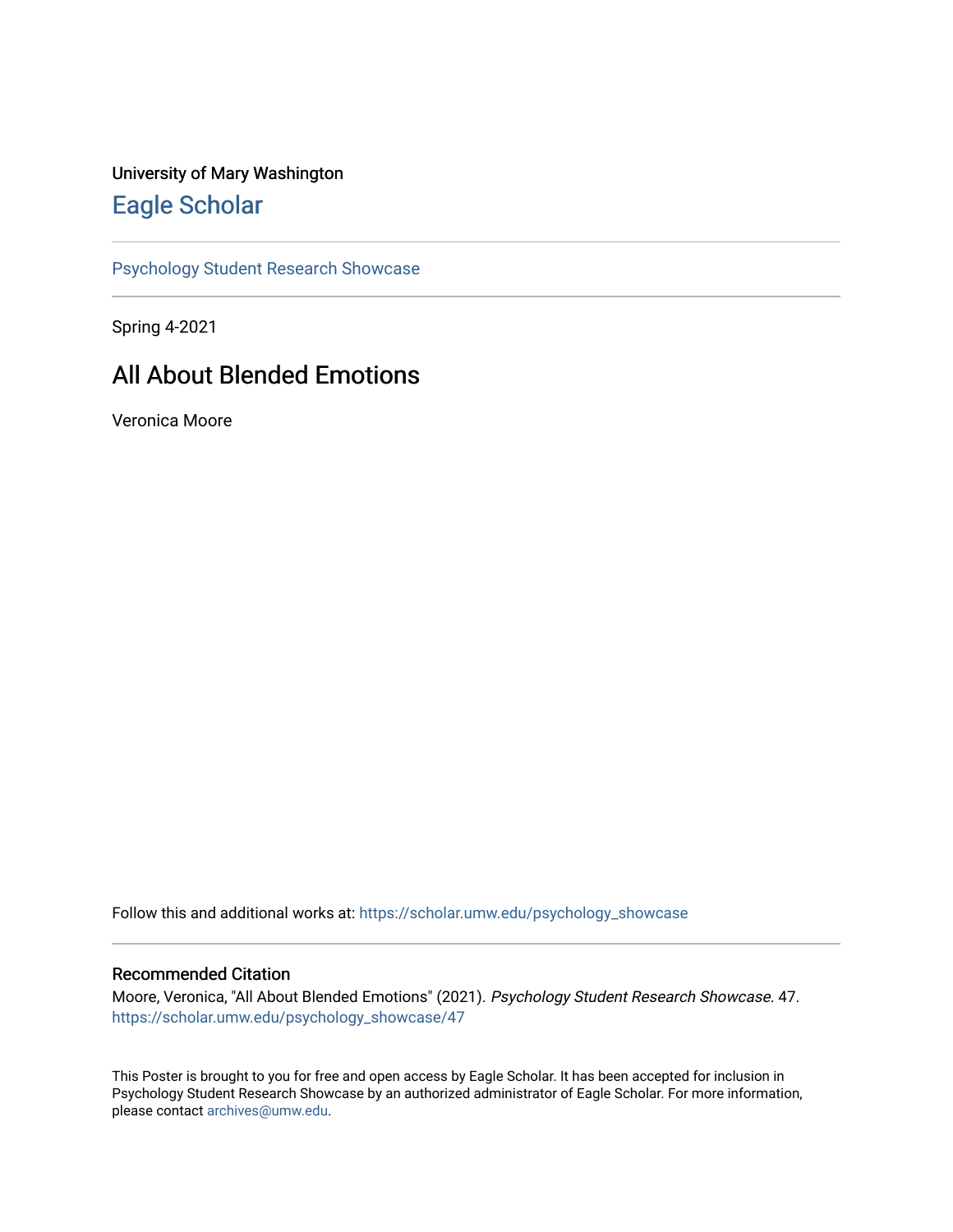University of Mary Washington

# Eagle Scholar

Psychology Student Research Showcase

Spring 4-2021

## All About Blended Emotions

Veronica Moore

Follow this and additional works at: https://scholar.umw.edu/psychology_showcase

### Recommended Citation

Moore, Veronica, "All About Blended Emotions" (2021). *Psychology Student Research Showcase*. 47.
https://scholar.umw.edu/psychology_showcase/47

This Poster is brought to you for free and open access by Eagle Scholar. It has been accepted for inclusion in Psychology Student Research Showcase by an authorized administrator of Eagle Scholar. For more information, please contact archives@umw.edu.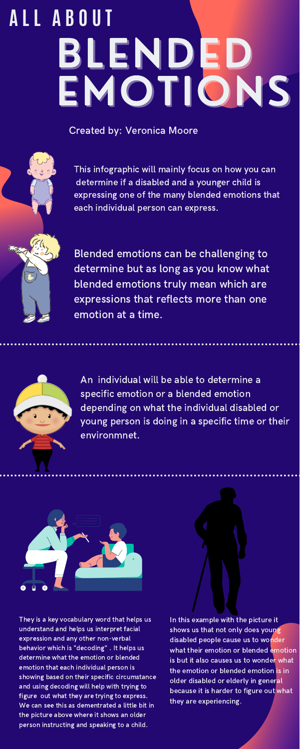# ALL ABOUT BLENDED EMOTIONS

Created by: Veronica Moore

This infographic will mainly focus on how you can determine if a disabled and a younger child is expressing one of the many blended emotions that each individual person can express.

Blended emotions can be challenging to determine but as long as you know what blended emotions truly mean which are expressions that reflects more than one emotion at a time.

An individual will be able to determine a specific emotion or a blended emotion depending on what the individual disabled or young person is doing in a specific time or their environmnet.

They is a key vocabulary word that helps us understand and helps us interpret facial expression and any other non-verbal behavior which is "decoding" . It helps us determine what the emotion or blended emotion that each individual person is showing based on their specific circumstance and using decoding will help with trying to figure out what they are trying to express. We can see this as dementrated a little bit in the picture above where it shows an older person instructing and speaking to a child.

In this example with the picture it shows us that not only does young disabled people cause us to wonder what their emotion or blended emotion is but it also causes us to wonder what the emotion or blended emotion is in older disabled or elderly in general because it is harder to figure out what they are experiencing.